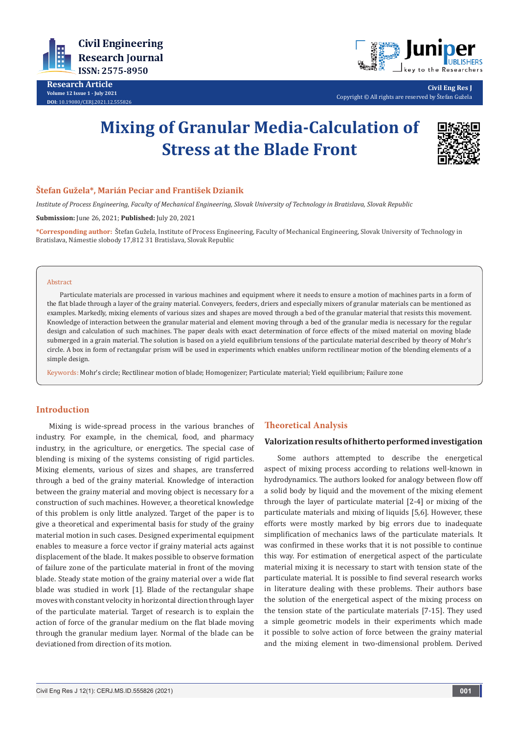# Mixing of Granular Media-Calculation of Stress at the Blade Front

**Štefan Guželа*, Marián Peciar and František Dzianik**

*Institute of Process Engineering, Faculty of Mechanical Engineering, Slovak University of Technology in Bratislava, Slovak Republic*

**Submission:** June 26, 2021; **Published:** July 20, 2021

***Corresponding author:** Štefan Guželа, Institute of Process Engineering, Faculty of Mechanical Engineering, Slovak University of Technology in Bratislava, Námestie slobody 17,812 31 Bratislava, Slovak Republic

## Abstract

Particulate materials are processed in various machines and equipment where it needs to ensure a motion of machines parts in a form of the flat blade through a layer of the grainy material. Conveyers, feeders, driers and especially mixers of granular materials can be mentioned as examples. Markedly, mixing elements of various sizes and shapes are moved through a bed of the granular material that resists this movement. Knowledge of interaction between the granular material and element moving through a bed of the granular media is necessary for the regular design and calculation of such machines. The paper deals with exact determination of force effects of the mixed material on moving blade submerged in a grain material. The solution is based on a yield equilibrium tensions of the particulate material described by theory of Mohr's circle. A box in form of rectangular prism will be used in experiments which enables uniform rectilinear motion of the blending elements of a simple design.

**Keywords:** Mohr's circle; Rectilinear motion of blade; Homogenizer; Particulate material; Yield equilibrium; Failure zone

## Introduction

Mixing is wide-spread process in the various branches of industry. For example, in the chemical, food, and pharmacy industry, in the agriculture, or energetics. The special case of blending is mixing of the systems consisting of rigid particles. Mixing elements, various of sizes and shapes, are transferred through a bed of the grainy material. Knowledge of interaction between the grainy material and moving object is necessary for a construction of such machines. However, a theoretical knowledge of this problem is only little analyzed. Target of the paper is to give a theoretical and experimental basis for study of the grainy material motion in such cases. Designed experimental equipment enables to measure a force vector if grainy material acts against displacement of the blade. It makes possible to observe formation of failure zone of the particulate material in front of the moving blade. Steady state motion of the grainy material over a wide flat blade was studied in work [1]. Blade of the rectangular shape moves with constant velocity in horizontal direction through layer of the particulate material. Target of research is to explain the action of force of the granular medium on the flat blade moving through the granular medium layer. Normal of the blade can be deviationed from direction of its motion.

## Theoretical Analysis

### Valorization results of hitherto performed investigation

Some authors attempted to describe the energetical aspect of mixing process according to relations well-known in hydrodynamics. The authors looked for analogy between flow off a solid body by liquid and the movement of the mixing element through the layer of particulate material [2-4] or mixing of the particulate materials and mixing of liquids [5,6]. However, these efforts were mostly marked by big errors due to inadequate simplification of mechanics laws of the particulate materials. It was confirmed in these works that it is not possible to continue this way. For estimation of energetical aspect of the particulate material mixing it is necessary to start with tension state of the particulate material. It is possible to find several research works in literature dealing with these problems. Their authors base the solution of the energetical aspect of the mixing process on the tension state of the particulate materials [7-15]. They used a simple geometric models in their experiments which made it possible to solve action of force between the grainy material and the mixing element in two-dimensional problem. Derived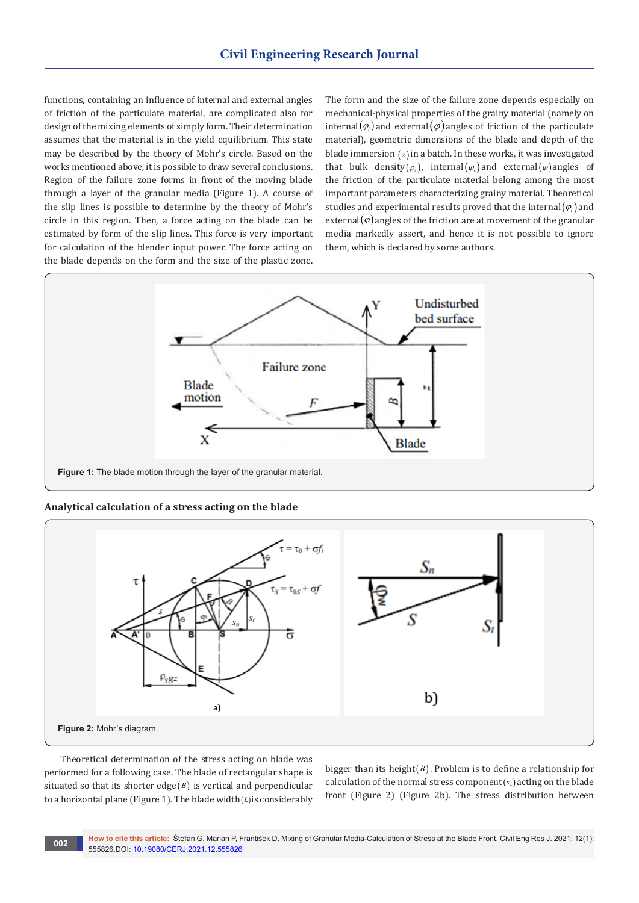functions, containing an influence of internal and external angles of friction of the particulate material, are complicated also for design of the mixing elements of simply form. Their determination assumes that the material is in the yield equilibrium. This state may be described by the theory of Mohr's circle. Based on the works mentioned above, it is possible to draw several conclusions. Region of the failure zone forms in front of the moving blade through a layer of the granular media (Figure 1). A course of the slip lines is possible to determine by the theory of Mohr's circle in this region. Then, a force acting on the blade can be estimated by form of the slip lines. This force is very important for calculation of the blender input power. The force acting on the blade depends on the form and the size of the plastic zone.

The form and the size of the failure zone depends especially on mechanical-physical properties of the grainy material (namely on internal $(\varphi_i)$ and external $(\varphi)$ angles of friction of the particulate material), geometric dimensions of the blade and depth of the blade immersion $(z)$ in a batch. In these works, it was investigated that bulk density $(\rho_s)$, internal $(\varphi_i)$ and external $(\varphi)$ angles of the friction of the particulate material belong among the most important parameters characterizing grainy material. Theoretical studies and experimental results proved that the internal $(\varphi_i)$ and external $(\varphi)$ angles of the friction are at movement of the granular media markedly assert, and hence it is not possible to ignore them, which is declared by some authors.

Figure 1: The blade motion through the layer of the granular material.

## Analytical calculation of a stress acting on the blade

Figure 2: Mohr's diagram.

Theoretical determination of the stress acting on blade was performed for a following case. The blade of rectangular shape is situated so that its shorter edge $(B)$ is vertical and perpendicular to a horizontal plane (Figure 1). The blade width $(L)$ is considerably bigger than its height $(B)$. Problem is to define a relationship for calculation of the normal stress component $(s_n)$ acting on the blade front (Figure 2) (Figure 2b). The stress distribution between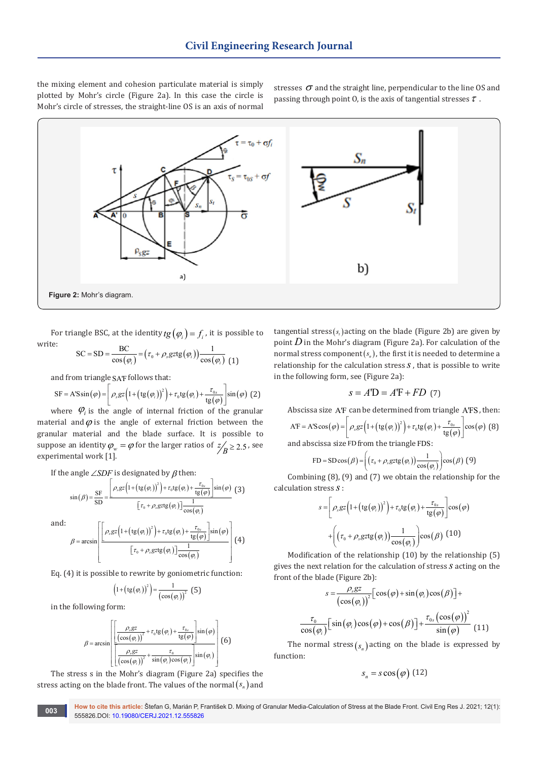the mixing element and cohesion particulate material is simply plotted by Mohr's circle (Figure 2a). In this case the circle is Mohr's circle of stresses, the straight-line OS is an axis of normal stresses $\sigma$ and the straight line, perpendicular to the line OS and passing through point O, is the axis of tangential stresses $\tau$.

**Figure 2:** Mohr's diagram.

For triangle BSC, at the identity $tg(\varphi_i) = f_i$, it is possible to write:

$$\mathrm{SC} = \mathrm{SD} = \frac{\mathrm{BC}}{\cos(\varphi_i)} = \left(\tau_0 + \rho_s gz \operatorname{tg}(\varphi_i)\right)\frac{1}{\cos(\varphi_i)} \quad (1)$$

and from triangle SA'F follows that:

$$\mathrm{SF} = \mathrm{A'S}\sin(\varphi) = \left[\rho_s gz\left(1+\left(\operatorname{tg}(\varphi_i)\right)^2\right) + \tau_0 \operatorname{tg}(\varphi_i) + \frac{\tau_{0s}}{\operatorname{tg}(\varphi)}\right]\sin(\varphi) \quad (2)$$

where $\varphi_i$ is the angle of internal friction of the granular material and $\varphi$ is the angle of external friction between the granular material and the blade surface. It is possible to suppose an identity $\varphi_w = \varphi$ for the larger ratios of $z/B \geq 2.5$, see experimental work [1].

If the angle $\angle SDF$ is designated by $\beta$ then:

$$\sin(\beta) = \frac{\mathrm{SF}}{\mathrm{SD}} = \frac{\left[\rho_s gz\left(1+\left(\operatorname{tg}(\varphi_i)\right)^2\right) + \tau_0 \operatorname{tg}(\varphi_i) + \frac{\tau_{0s}}{\operatorname{tg}(\varphi)}\right]\sin(\varphi)}{\left[\tau_0 + \rho_s gz \operatorname{tg}(\varphi_i)\right]\frac{1}{\cos(\varphi_i)}} \quad (3)$$

and:

$$\beta = \arcsin\left[\frac{\left[\rho_s gz\left(1+\left(\operatorname{tg}(\varphi_i)\right)^2\right) + \tau_0 \operatorname{tg}(\varphi_i) + \frac{\tau_{0s}}{\operatorname{tg}(\varphi)}\right]\sin(\varphi)}{\left[\tau_0 + \rho_s gz \operatorname{tg}(\varphi_i)\right]\frac{1}{\cos(\varphi_i)}}\right] \quad (4)$$

Eq. (4) it is possible to rewrite by goniometric function:

$$\left(1+\left(\operatorname{tg}(\varphi_i)\right)^2\right) = \frac{1}{\left(\cos(\varphi_i)\right)^2} \quad (5)$$

in the following form:

$$\beta = \arcsin\left[\frac{\left[\frac{\rho_s gz}{\left(\cos(\varphi_i)\right)^2} + \tau_0 \operatorname{tg}(\varphi_i) + \frac{\tau_{0s}}{\operatorname{tg}(\varphi)}\right]\sin(\varphi)}{\left[\frac{\rho_s gz}{\left(\cos(\varphi_i)\right)^2} + \frac{\tau_0}{\sin(\varphi_i)\cos(\varphi_i)}\right]\sin(\varphi_i)}\right] \quad (6)$$

The stress s in the Mohr's diagram (Figure 2a) specifies the stress acting on the blade front. The values of the normal $(s_n)$ and tangential stress $(s_t)$ acting on the blade (Figure 2b) are given by point $D$ in the Mohr's diagram (Figure 2a). For calculation of the normal stress component $(s_n)$, the first it is needed to determine a relationship for the calculation stress $s$, that is possible to write in the following form, see (Figure 2a):

$$s = A'\mathrm{D} = A'\mathrm{F} + FD \quad (7)$$

Abscissa size A'F can be determined from triangle A'FS, then:

$$\mathrm{A'F} = \mathrm{A'S}\cos(\varphi) = \left[\rho_s gz\left(1+\left(\operatorname{tg}(\varphi_i)\right)^2\right) + \tau_0 \operatorname{tg}(\varphi_i) + \frac{\tau_{0s}}{\operatorname{tg}(\varphi)}\right]\cos(\varphi) \quad (8)$$

and abscissa size FD from the triangle FDS:

$$\mathrm{FD} = \mathrm{SD}\cos(\beta) = \left(\left(\tau_0 + \rho_s gz \operatorname{tg}(\varphi_i)\right)\frac{1}{\cos(\varphi_i)}\right)\cos(\beta) \quad (9)$$

Combining (8), (9) and (7) we obtain the relationship for the calculation stress $s$:

$$s = \left[\rho_s gz\left(1+\left(\operatorname{tg}(\varphi_i)\right)^2\right) + \tau_0 \operatorname{tg}(\varphi_i) + \frac{\tau_{0s}}{\operatorname{tg}(\varphi)}\right]\cos(\varphi)$$

$$+\left(\left(\tau_0 + \rho_s gz \operatorname{tg}(\varphi_i)\right)\frac{1}{\cos(\varphi_i)}\right)\cos(\beta) \quad (10)$$

Modification of the relationship (10) by the relationship (5) gives the next relation for the calculation of stress $s$ acting on the front of the blade (Figure 2b):

$$s = \frac{\rho_s gz}{\left(\cos(\varphi_i)\right)^2}\left[\cos(\varphi) + \sin(\varphi_i)\cos(\beta)\right] +$$

$$\frac{\tau_0}{\cos(\varphi_i)}\left[\sin(\varphi_i)\cos(\varphi) + \cos(\beta)\right] + \frac{\tau_{0s}\left(\cos(\varphi)\right)^2}{\sin(\varphi)} \quad (11)$$

The normal stress $(s_n)$ acting on the blade is expressed by function:

$$s_n = s\cos(\varphi) \quad (12)$$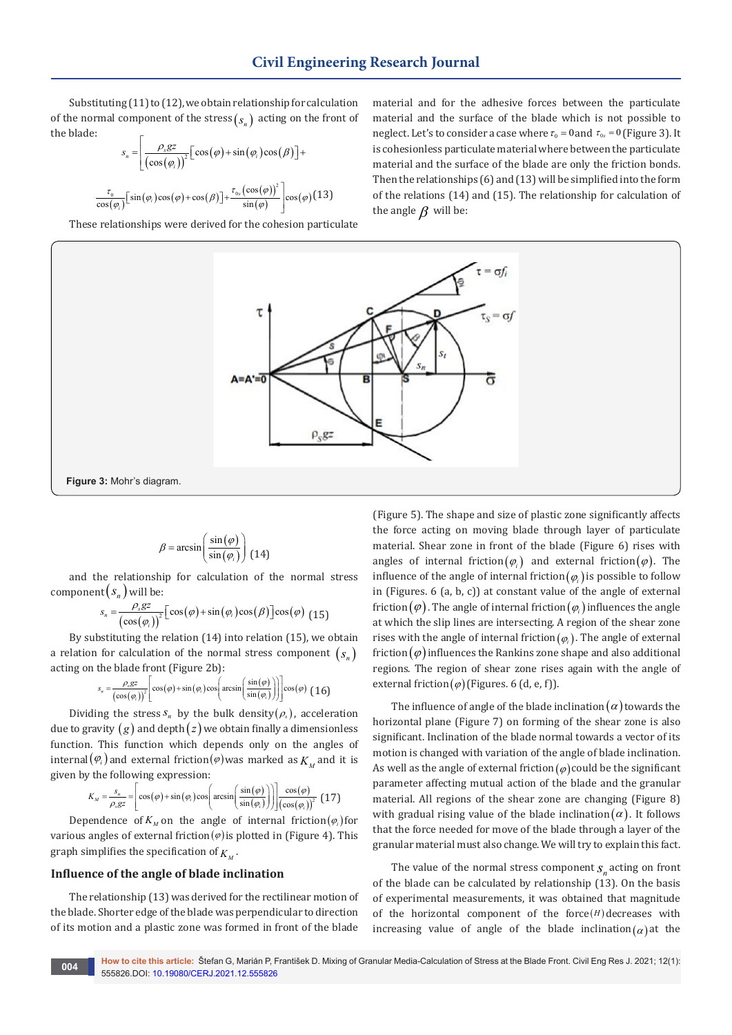Substituting (11) to (12), we obtain relationship for calculation of the normal component of the stress $(s_n)$ acting on the front of the blade:

$$s_n = \left[ \frac{\rho_s g z}{(\cos(\varphi_i))^2} \left[ \cos(\varphi) + \sin(\varphi_i)\cos(\beta) \right] + \frac{\tau_0}{\cos(\varphi_i)} \left[ \sin(\varphi_i)\cos(\varphi) + \cos(\beta) \right] + \frac{\tau_{0s}(\cos(\varphi))^2}{\sin(\varphi)} \right] \cos(\varphi) \quad (13)$$

These relationships were derived for the cohesion particulate material and for the adhesive forces between the particulate material and the surface of the blade which is not possible to neglect. Let's to consider a case where $\tau_0 = 0$ and $\tau_{0s} = 0$ (Figure 3). It is cohesionless particulate material where between the particulate material and the surface of the blade are only the friction bonds. Then the relationships (6) and (13) will be simplified into the form of the relations (14) and (15). The relationship for calculation of the angle $\beta$ will be:

**Figure 3:** Mohr's diagram.

$$\beta = \arcsin\left( \frac{\sin(\varphi)}{\sin(\varphi_i)} \right) \quad (14)$$

and the relationship for calculation of the normal stress component $(s_n)$ will be:

$$s_n = \frac{\rho_s g z}{(\cos(\varphi_i))^2} \left[ \cos(\varphi) + \sin(\varphi_i)\cos(\beta) \right] \cos(\varphi) \quad (15)$$

By substituting the relation (14) into relation (15), we obtain a relation for calculation of the normal stress component $(s_n)$ acting on the blade front (Figure 2b):

$$s_n = \frac{\rho_s g z}{(\cos(\varphi_i))^2} \left[ \cos(\varphi) + \sin(\varphi_i)\cos\left( \arcsin\left( \frac{\sin(\varphi)}{\sin(\varphi_i)} \right) \right) \right] \cos(\varphi) \quad (16)$$

Dividing the stress $s_n$ by the bulk density $(\rho_s)$, acceleration due to gravity $(g)$ and depth $(z)$ we obtain finally a dimensionless function. This function which depends only on the angles of internal $(\varphi_i)$ and external friction $(\varphi)$ was marked as $K_M$ and it is given by the following expression:

$$K_M = \frac{s_n}{\rho_s g z} = \left[ \cos(\varphi) + \sin(\varphi_i)\cos\left( \arcsin\left( \frac{\sin(\varphi)}{\sin(\varphi_i)} \right) \right) \right] \frac{\cos(\varphi)}{(\cos(\varphi_i))^2} \quad (17)$$

Dependence of $K_M$ on the angle of internal friction $(\varphi_i)$ for various angles of external friction $(\varphi)$ is plotted in (Figure 4). This graph simplifies the specification of $K_M$.

## Influence of the angle of blade inclination

The relationship (13) was derived for the rectilinear motion of the blade. Shorter edge of the blade was perpendicular to direction of its motion and a plastic zone was formed in front of the blade (Figure 5). The shape and size of plastic zone significantly affects the force acting on moving blade through layer of particulate material. Shear zone in front of the blade (Figure 6) rises with angles of internal friction $(\varphi_i)$ and external friction $(\varphi)$. The influence of the angle of internal friction $(\varphi_i)$ is possible to follow in (Figures. 6 (a, b, c)) at constant value of the angle of external friction $(\varphi)$. The angle of internal friction $(\varphi_i)$ influences the angle at which the slip lines are intersecting. A region of the shear zone rises with the angle of internal friction $(\varphi_i)$. The angle of external friction $(\varphi)$ influences the Rankins zone shape and also additional regions. The region of shear zone rises again with the angle of external friction $(\varphi)$ (Figures. 6 (d, e, f)).

The influence of angle of the blade inclination $(\alpha)$ towards the horizontal plane (Figure 7) on forming of the shear zone is also significant. Inclination of the blade normal towards a vector of its motion is changed with variation of the angle of blade inclination. As well as the angle of external friction $(\varphi)$ could be the significant parameter affecting mutual action of the blade and the granular material. All regions of the shear zone are changing (Figure 8) with gradual rising value of the blade inclination $(\alpha)$. It follows that the force needed for move of the blade through a layer of the granular material must also change. We will try to explain this fact.

The value of the normal stress component $s_n$ acting on front of the blade can be calculated by relationship (13). On the basis of experimental measurements, it was obtained that magnitude of the horizontal component of the force $(H)$ decreases with increasing value of angle of the blade inclination $(\alpha)$ at the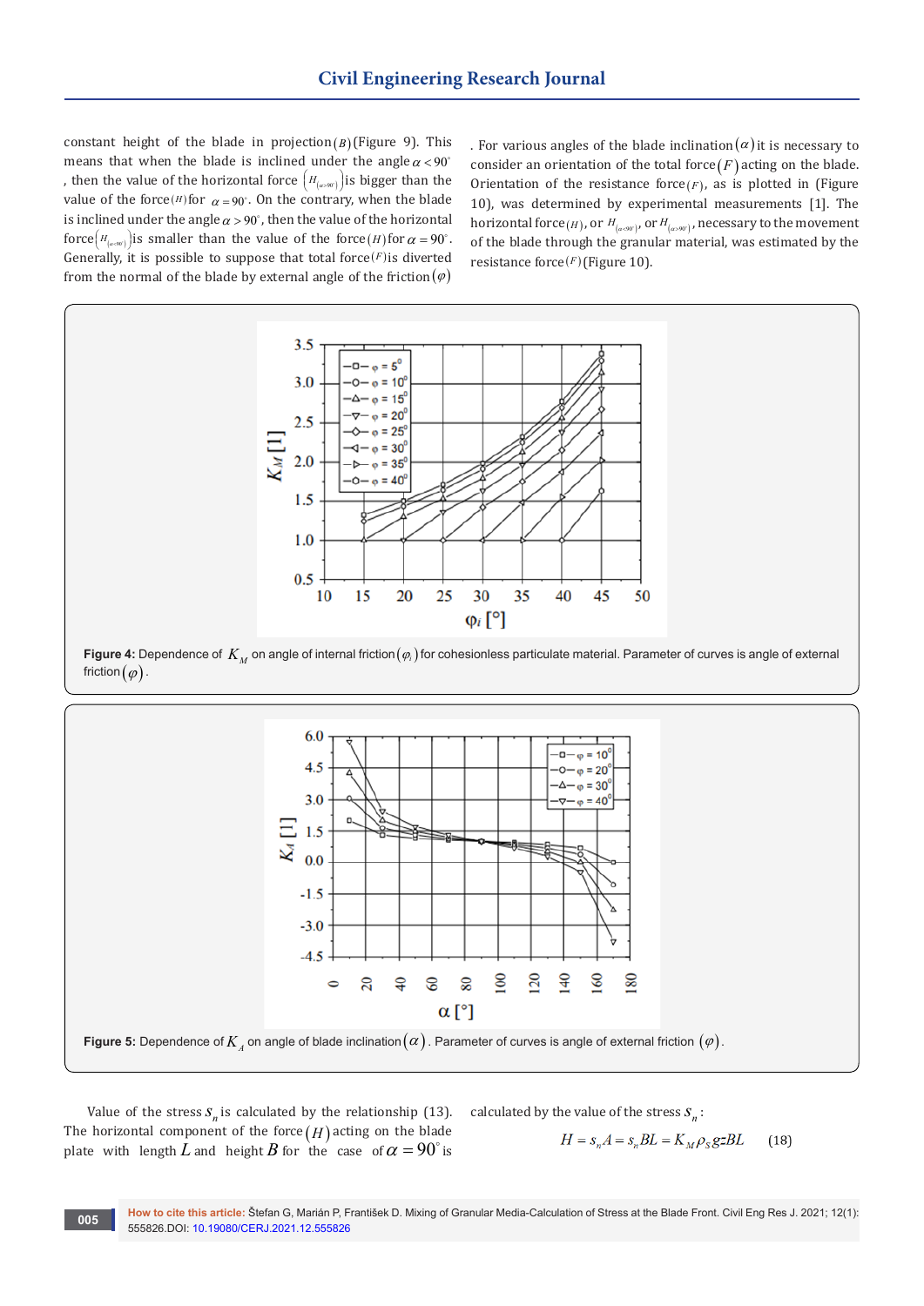constant height of the blade in projection $(B)$ (Figure 9). This means that when the blade is inclined under the angle $\alpha < 90^{\circ}$, then the value of the horizontal force $\left(H_{(\alpha>90^{\circ})}\right)$ is bigger than the value of the force $(H)$ for $\alpha = 90^{\circ}$. On the contrary, when the blade is inclined under the angle $\alpha > 90^{\circ}$, then the value of the horizontal force $\left(H_{(\alpha<90^{\circ})}\right)$ is smaller than the value of the force $(H)$ for $\alpha = 90^{\circ}$. Generally, it is possible to suppose that total force $(F)$ is diverted from the normal of the blade by external angle of the friction $(\varphi)$. For various angles of the blade inclination $(\alpha)$ it is necessary to consider an orientation of the total force $(F)$ acting on the blade. Orientation of the resistance force $(F)$, as is plotted in (Figure 10), was determined by experimental measurements [1]. The horizontal force $(H)$, or $H_{(\alpha<90^{\circ})}$, or $H_{(\alpha>90^{\circ})}$, necessary to the movement of the blade through the granular material, was estimated by the resistance force $(F)$ (Figure 10).

**Figure 4:** Dependence of $K_M$ on angle of internal friction $(\varphi_i)$ for cohesionless particulate material. Parameter of curves is angle of external friction $(\varphi)$.

**Figure 5:** Dependence of $K_A$ on angle of blade inclination $(\alpha)$. Parameter of curves is angle of external friction $(\varphi)$.

Value of the stress $s_n$ is calculated by the relationship (13). The horizontal component of the force $(H)$ acting on the blade plate with length $L$ and height $B$ for the case of $\alpha = 90^{\circ}$ is calculated by the value of the stress $s_n$:

$$H = s_n A = s_n BL = K_M \rho_S gzBL \qquad (18)$$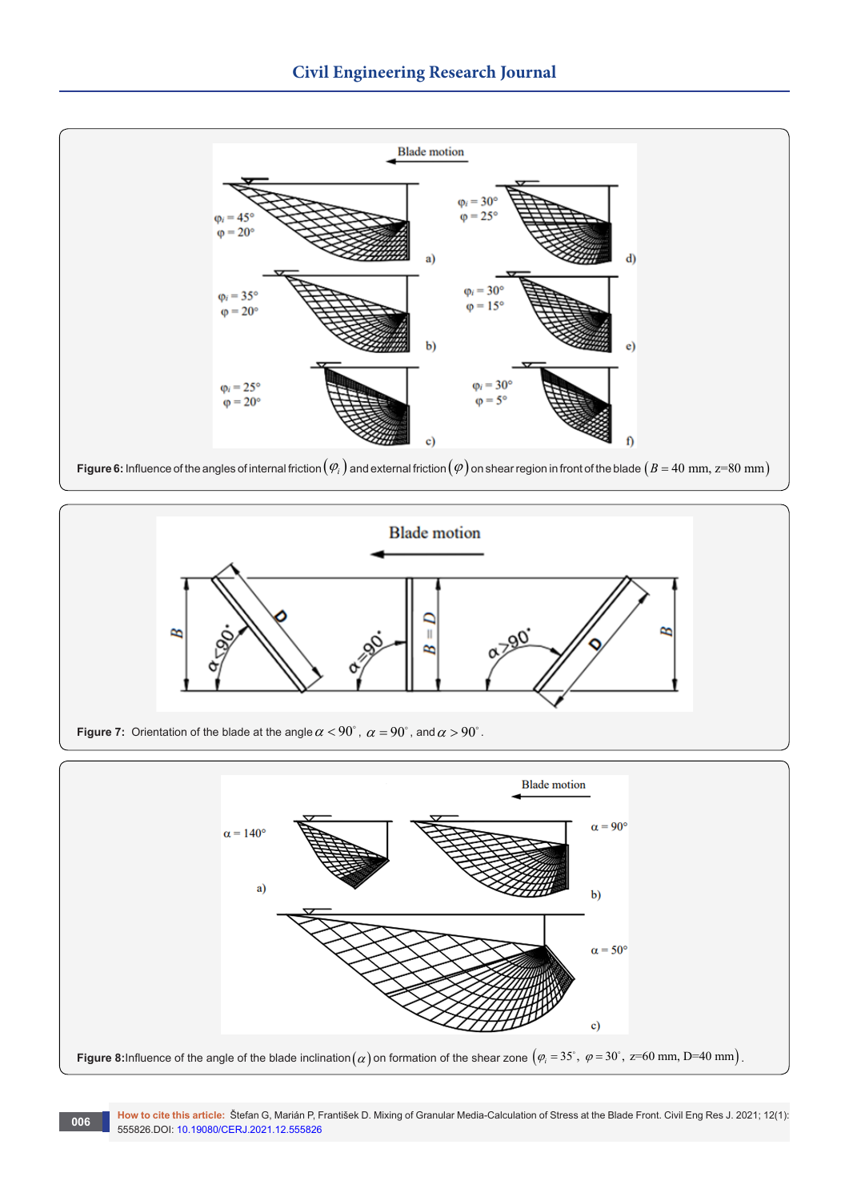**Figure 6:** Influence of the angles of internal friction $(\varphi_i)$ and external friction $(\varphi)$ on shear region in front of the blade $(B = 40\text{ mm, z=80 mm})$

**Figure 7:** Orientation of the blade at the angle $\alpha < 90^{\circ}$, $\alpha = 90^{\circ}$, and $\alpha > 90^{\circ}$.

**Figure 8:** Influence of the angle of the blade inclination $(\alpha)$ on formation of the shear zone $\left(\varphi_i = 35^{\circ},\ \varphi = 30^{\circ},\ z\text{=60 mm, D=40 mm}\right)$.

**How to cite this article:** Štefan G, Marián P, František D. Mixing of Granular Media-Calculation of Stress at the Blade Front. Civil Eng Res J. 2021; 12(1): 555826.DOI: 10.19080/CERJ.2021.12.555826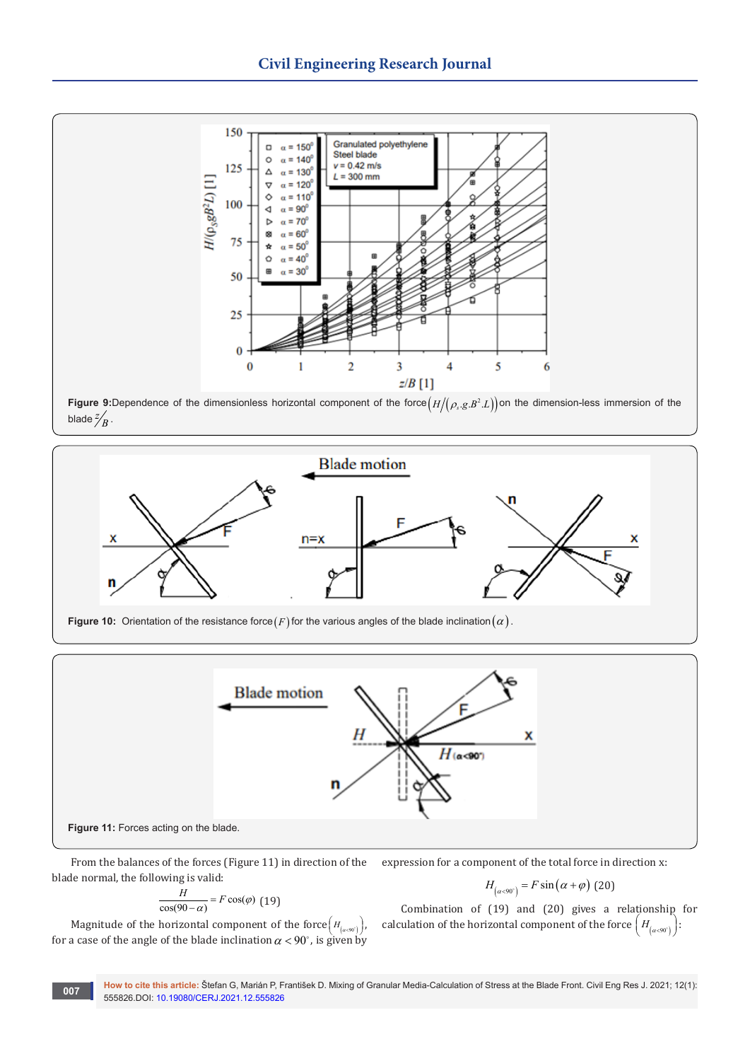**Figure 9:** Dependence of the dimensionless horizontal component of the force $\left(H/\left(\rho_s.g.B^2.L\right)\right)$ on the dimension-less immersion of the blade $z/B$.

**Figure 10:** Orientation of the resistance force $(F)$ for the various angles of the blade inclination $(\alpha)$.

**Figure 11:** Forces acting on the blade.

From the balances of the forces (Figure 11) in direction of the blade normal, the following is valid:

$$\frac{H}{\cos(90-\alpha)} = F\cos(\varphi) \quad (19)$$

Magnitude of the horizontal component of the force $\left(H_{(\alpha<90^\circ)}\right)$, for a case of the angle of the blade inclination $\alpha < 90^\circ$, is given by expression for a component of the total force in direction x:

$$H_{(\alpha<90^\circ)} = F\sin(\alpha+\varphi) \quad (20)$$

Combination of (19) and (20) gives a relationship for calculation of the horizontal component of the force $\left(H_{(\alpha<90^\circ)}\right)$: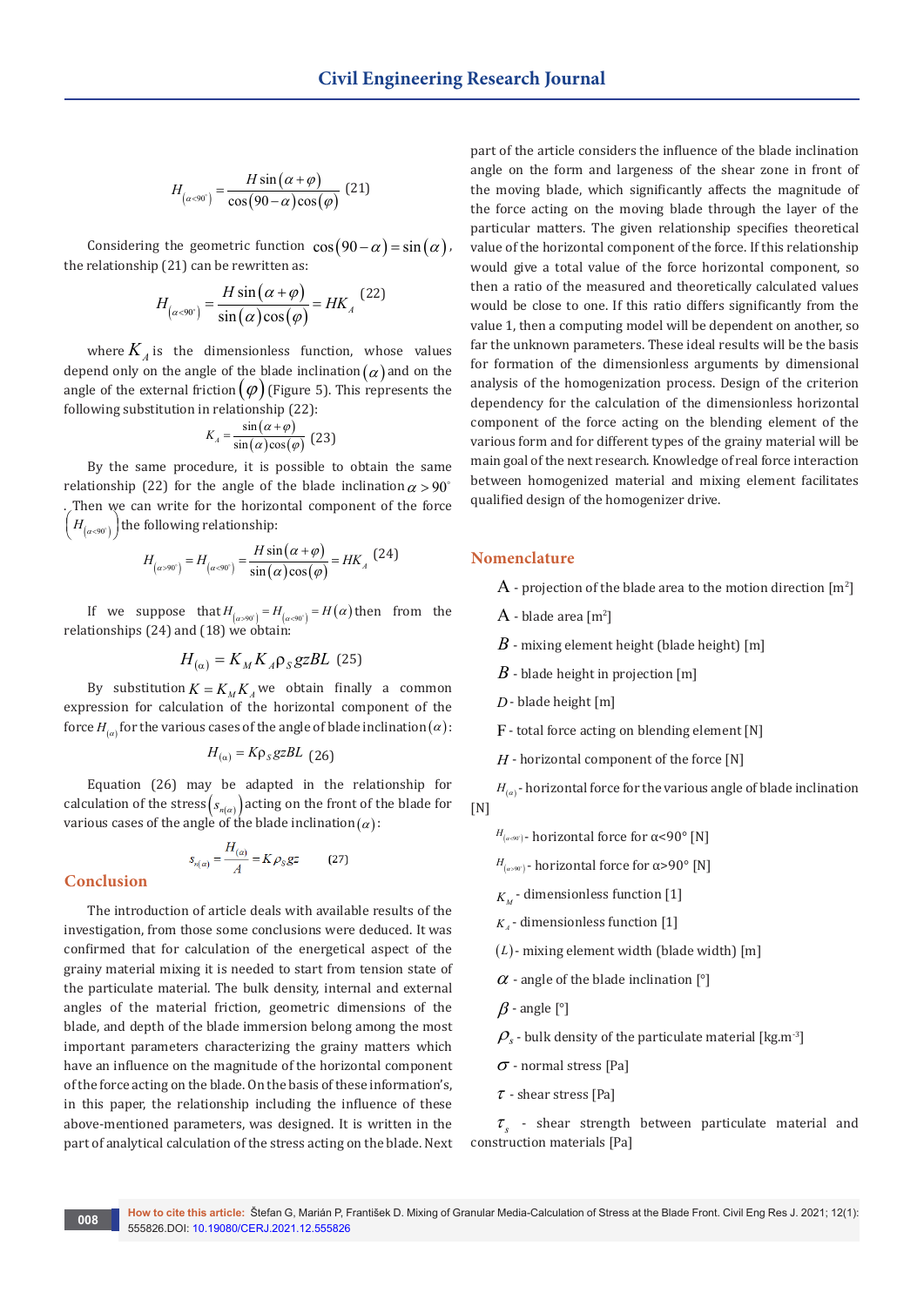$$H_{(\alpha<90^{\circ})} = \frac{H\sin(\alpha+\varphi)}{\cos(90-\alpha)\cos(\varphi)} \quad (21)$$

Considering the geometric function $\cos(90-\alpha) = \sin(\alpha)$, the relationship (21) can be rewritten as:

$$H_{(\alpha<90^{\circ})} = \frac{H\sin(\alpha+\varphi)}{\sin(\alpha)\cos(\varphi)} = HK_A \quad (22)$$

where $K_A$ is the dimensionless function, whose values depend only on the angle of the blade inclination $(\alpha)$ and on the angle of the external friction $(\varphi)$ (Figure 5). This represents the following substitution in relationship (22):

$$K_A = \frac{\sin(\alpha+\varphi)}{\sin(\alpha)\cos(\varphi)} \quad (23)$$

By the same procedure, it is possible to obtain the same relationship (22) for the angle of the blade inclination $\alpha > 90^{\circ}$. Then we can write for the horizontal component of the force $\left(H_{(\alpha<90^{\circ})}\right)$ the following relationship:

$$H_{(\alpha>90^{\circ})} = H_{(\alpha<90^{\circ})} = \frac{H\sin(\alpha+\varphi)}{\sin(\alpha)\cos(\varphi)} = HK_A \quad (24)$$

If we suppose that $H_{(\alpha>90^{\circ})} = H_{(\alpha<90^{\circ})} = H(\alpha)$ then from the relationships (24) and (18) we obtain:

$$H_{(\alpha)} = K_M K_A \rho_S gzBL \quad (25)$$

By substitution $K = K_M K_A$ we obtain finally a common expression for calculation of the horizontal component of the force $H_{(\alpha)}$ for the various cases of the angle of blade inclination $(\alpha)$:

$$H_{(\alpha)} = K\rho_S gzBL \quad (26)$$

Equation (26) may be adapted in the relationship for calculation of the stress $\left(s_{n(\alpha)}\right)$ acting on the front of the blade for various cases of the angle of the blade inclination $(\alpha)$:

$$s_{n(\alpha)} = \frac{H_{(\alpha)}}{A} = K\rho_S gz \quad (27)$$

## Conclusion

The introduction of article deals with available results of the investigation, from those some conclusions were deduced. It was confirmed that for calculation of the energetical aspect of the grainy material mixing it is needed to start from tension state of the particulate material. The bulk density, internal and external angles of the material friction, geometric dimensions of the blade, and depth of the blade immersion belong among the most important parameters characterizing the grainy matters which have an influence on the magnitude of the horizontal component of the force acting on the blade. On the basis of these information's, in this paper, the relationship including the influence of these above-mentioned parameters, was designed. It is written in the part of analytical calculation of the stress acting on the blade. Next part of the article considers the influence of the blade inclination angle on the form and largeness of the shear zone in front of the moving blade, which significantly affects the magnitude of the force acting on the moving blade through the layer of the particular matters. The given relationship specifies theoretical value of the horizontal component of the force. If this relationship would give a total value of the force horizontal component, so then a ratio of the measured and theoretically calculated values would be close to one. If this ratio differs significantly from the value 1, then a computing model will be dependent on another, so far the unknown parameters. These ideal results will be the basis for formation of the dimensionless arguments by dimensional analysis of the homogenization process. Design of the criterion dependency for the calculation of the dimensionless horizontal component of the force acting on the blending element of the various form and for different types of the grainy material will be main goal of the next research. Knowledge of real force interaction between homogenized material and mixing element facilitates qualified design of the homogenizer drive.

## Nomenclature

$A$ - projection of the blade area to the motion direction [m²]

$A$ - blade area [m²]

$B$ - mixing element height (blade height) [m]

$B$ - blade height in projection [m]

$D$ - blade height [m]

$F$ - total force acting on blending element [N]

$H$ - horizontal component of the force [N]

$H_{(\alpha)}$ - horizontal force for the various angle of blade inclination [N]

$H_{(\alpha<90^{\circ})}$ - horizontal force for α<90° [N]

$H_{(\alpha>90^{\circ})}$ - horizontal force for α>90° [N]

$K_M$ - dimensionless function [1]

$K_A$ - dimensionless function [1]

$(L)$ - mixing element width (blade width) [m]

$\alpha$ - angle of the blade inclination [°]

$\beta$ - angle [°]

$\rho_s$ - bulk density of the particulate material [kg.m⁻³]

$\sigma$ - normal stress [Pa]

$\tau$ - shear stress [Pa]

$\tau_s$ - shear strength between particulate material and construction materials [Pa]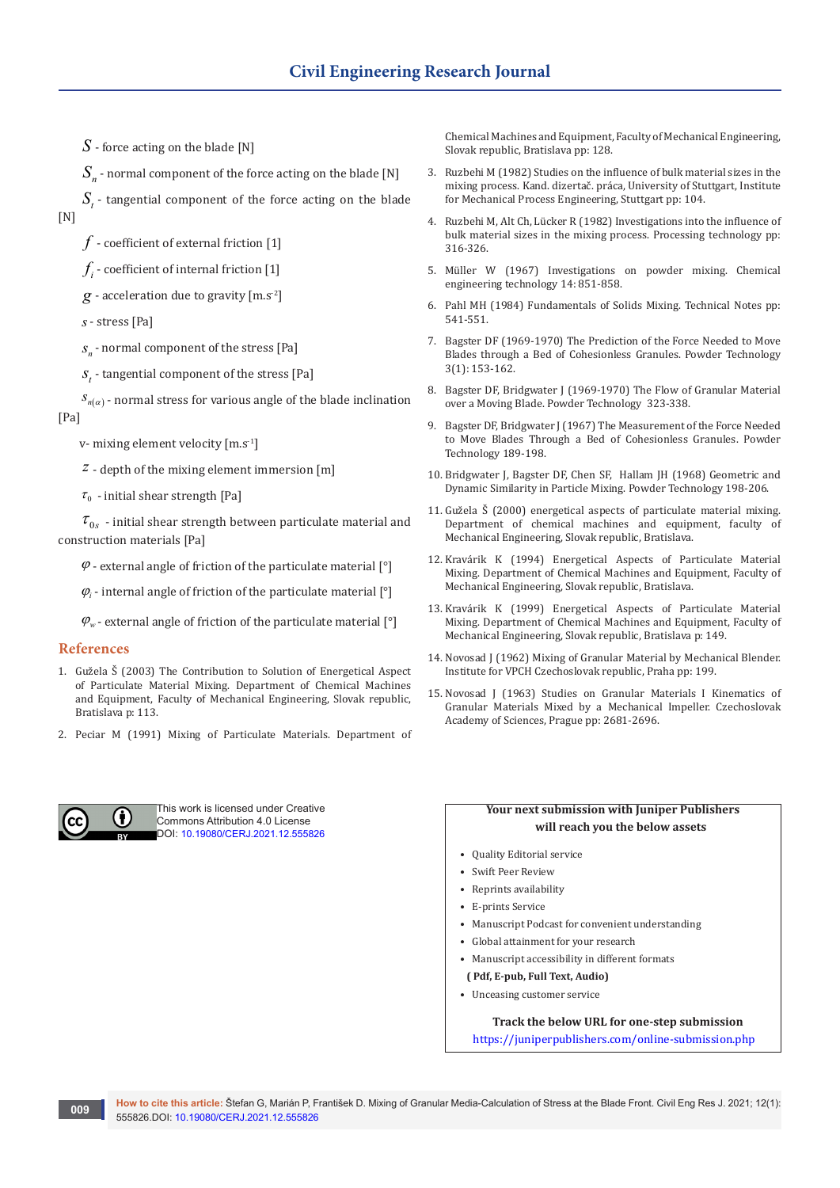$S$ - force acting on the blade [N]

$S_n$ - normal component of the force acting on the blade [N]

$S_t$ - tangential component of the force acting on the blade [N]

$f$ - coefficient of external friction [1]

$f_i$ - coefficient of internal friction [1]

$g$ - acceleration due to gravity [m.s$^{-2}$]

$s$ - stress [Pa]

$s_n$ - normal component of the stress [Pa]

$s_t$ - tangential component of the stress [Pa]

$s_{n(\alpha)}$ - normal stress for various angle of the blade inclination [Pa]

v- mixing element velocity [m.s$^{-1}$]

$z$ - depth of the mixing element immersion [m]

$\tau_0$ - initial shear strength [Pa]

$\tau_{0s}$ - initial shear strength between particulate material and construction materials [Pa]

$\varphi$ - external angle of friction of the particulate material [°]

$\varphi_i$ - internal angle of friction of the particulate material [°]

$\varphi_w$ - external angle of friction of the particulate material [°]

## References

1. Gužela Š (2003) The Contribution to Solution of Energetical Aspect of Particulate Material Mixing. Department of Chemical Machines and Equipment, Faculty of Mechanical Engineering, Slovak republic, Bratislava p: 113.
2. Peciar M (1991) Mixing of Particulate Materials. Department of Chemical Machines and Equipment, Faculty of Mechanical Engineering, Slovak republic, Bratislava pp: 128.
3. Ruzbehi M (1982) Studies on the influence of bulk material sizes in the mixing process. Kand. dizertač. práca, University of Stuttgart, Institute for Mechanical Process Engineering, Stuttgart pp: 104.
4. Ruzbehi M, Alt Ch, Lücker R (1982) Investigations into the influence of bulk material sizes in the mixing process. Processing technology pp: 316-326.
5. Müller W (1967) Investigations on powder mixing. Chemical engineering technology 14: 851-858.
6. Pahl MH (1984) Fundamentals of Solids Mixing. Technical Notes pp: 541-551.
7. Bagster DF (1969-1970) The Prediction of the Force Needed to Move Blades through a Bed of Cohesionless Granules. Powder Technology 3(1): 153-162.
8. Bagster DF, Bridgwater J (1969-1970) The Flow of Granular Material over a Moving Blade. Powder Technology 323-338.
9. Bagster DF, Bridgwater J (1967) The Measurement of the Force Needed to Move Blades Through a Bed of Cohesionless Granules. Powder Technology 189-198.
10. Bridgwater J, Bagster DF, Chen SF, Hallam JH (1968) Geometric and Dynamic Similarity in Particle Mixing. Powder Technology 198-206.
11. Gužela Š (2000) energetical aspects of particulate material mixing. Department of chemical machines and equipment, faculty of Mechanical Engineering, Slovak republic, Bratislava.
12. Kravárik K (1994) Energetical Aspects of Particulate Material Mixing. Department of Chemical Machines and Equipment, Faculty of Mechanical Engineering, Slovak republic, Bratislava.
13. Kravárik K (1999) Energetical Aspects of Particulate Material Mixing. Department of Chemical Machines and Equipment, Faculty of Mechanical Engineering, Slovak republic, Bratislava p: 149.
14. Novosad J (1962) Mixing of Granular Material by Mechanical Blender. Institute for VPCH Czechoslovak republic, Praha pp: 199.
15. Novosad J (1963) Studies on Granular Materials I Kinematics of Granular Materials Mixed by a Mechanical Impeller. Czechoslovak Academy of Sciences, Prague pp: 2681-2696.

This work is licensed under Creative Commons Attribution 4.0 License
DOI: 10.19080/CERJ.2021.12.555826

**Your next submission with Juniper Publishers will reach you the below assets**

- Quality Editorial service
- Swift Peer Review
- Reprints availability
- E-prints Service
- Manuscript Podcast for convenient understanding
- Global attainment for your research
- Manuscript accessibility in different formats

  **( Pdf, E-pub, Full Text, Audio)**

- Unceasing customer service

**Track the below URL for one-step submission**
https://juniperpublishers.com/online-submission.php

**How to cite this article:** Štefan G, Marián P, František D. Mixing of Granular Media-Calculation of Stress at the Blade Front. Civil Eng Res J. 2021; 12(1): 555826.DOI: 10.19080/CERJ.2021.12.555826